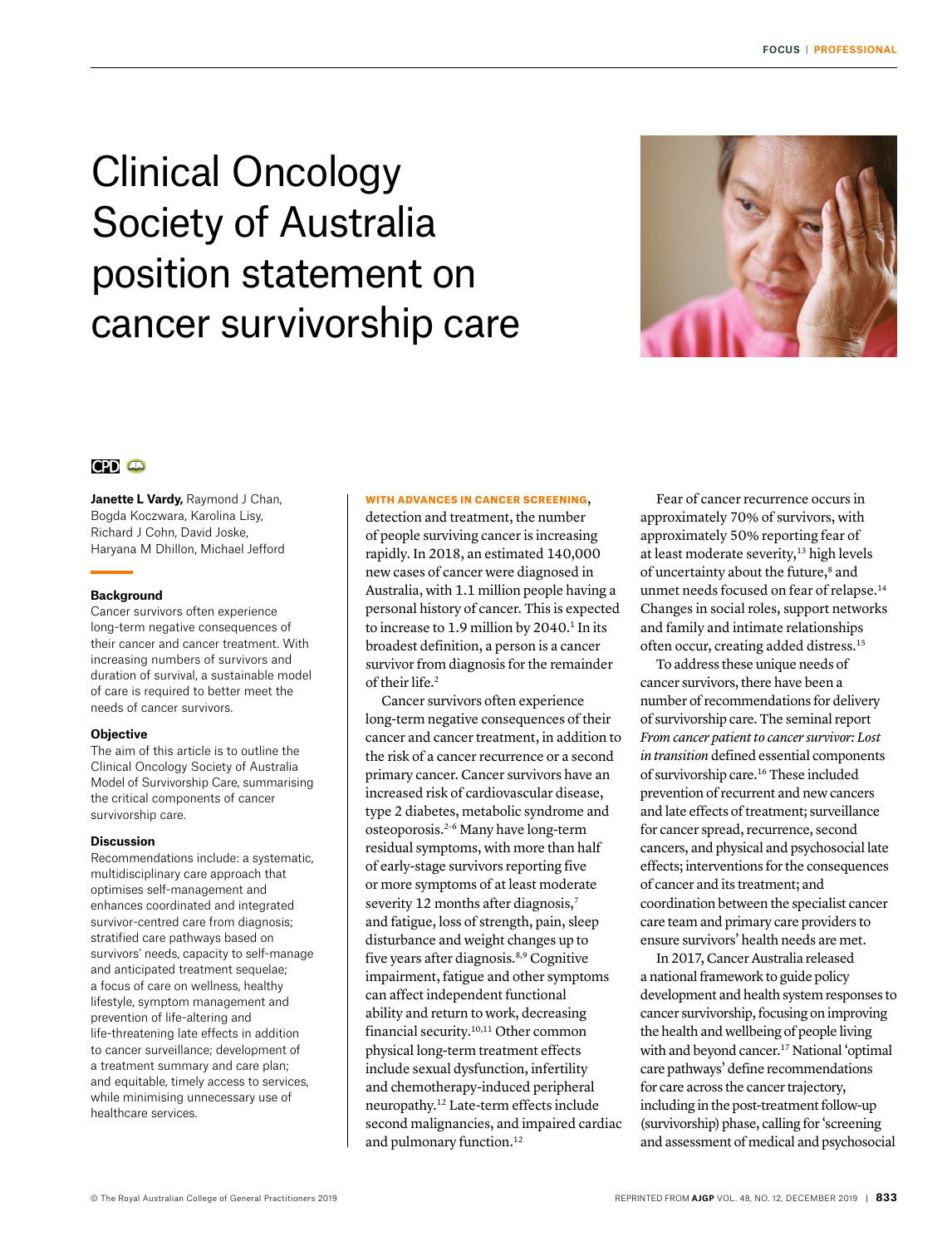# Clinical Oncology Society of Australia position statement on cancer survivorship care

**Janette L Vardy,** Raymond J Chan, Bogda Koczwara, Karolina Lisy, Richard J Cohn, David Joske, Haryana M Dhillon, Michael Jefford

### Background

Cancer survivors often experience long-term negative consequences of their cancer and cancer treatment. With increasing numbers of survivors and duration of survival, a sustainable model of care is required to better meet the needs of cancer survivors.

### Objective

The aim of this article is to outline the Clinical Oncology Society of Australia Model of Survivorship Care, summarising the critical components of cancer survivorship care.

### Discussion

Recommendations include: a systematic, multidisciplinary care approach that optimises self-management and enhances coordinated and integrated survivor-centred care from diagnosis; stratified care pathways based on survivors' needs, capacity to self-manage and anticipated treatment sequelae; a focus of care on wellness, healthy lifestyle, symptom management and prevention of life-altering and life-threatening late effects in addition to cancer surveillance; development of a treatment summary and care plan; and equitable, timely access to services, while minimising unnecessary use of healthcare services.

**WITH ADVANCES IN CANCER SCREENING**, detection and treatment, the number of people surviving cancer is increasing rapidly. In 2018, an estimated 140,000 new cases of cancer were diagnosed in Australia, with 1.1 million people having a personal history of cancer. This is expected to increase to 1.9 million by 2040.[1] In its broadest definition, a person is a cancer survivor from diagnosis for the remainder of their life.[2]

Cancer survivors often experience long-term negative consequences of their cancer and cancer treatment, in addition to the risk of a cancer recurrence or a second primary cancer. Cancer survivors have an increased risk of cardiovascular disease, type 2 diabetes, metabolic syndrome and osteoporosis.[2–6] Many have long-term residual symptoms, with more than half of early-stage survivors reporting five or more symptoms of at least moderate severity 12 months after diagnosis,[7] and fatigue, loss of strength, pain, sleep disturbance and weight changes up to five years after diagnosis.[8,9] Cognitive impairment, fatigue and other symptoms can affect independent functional ability and return to work, decreasing financial security.[10,11] Other common physical long-term treatment effects include sexual dysfunction, infertility and chemotherapy-induced peripheral neuropathy.[12] Late-term effects include second malignancies, and impaired cardiac and pulmonary function.[12]

Fear of cancer recurrence occurs in approximately 70% of survivors, with approximately 50% reporting fear of at least moderate severity,[13] high levels of uncertainty about the future,[8] and unmet needs focused on fear of relapse.[14] Changes in social roles, support networks and family and intimate relationships often occur, creating added distress.[15]

To address these unique needs of cancer survivors, there have been a number of recommendations for delivery of survivorship care. The seminal report *From cancer patient to cancer survivor: Lost in transition* defined essential components of survivorship care.[16] These included prevention of recurrent and new cancers and late effects of treatment; surveillance for cancer spread, recurrence, second cancers, and physical and psychosocial late effects; interventions for the consequences of cancer and its treatment; and coordination between the specialist cancer care team and primary care providers to ensure survivors' health needs are met.

In 2017, Cancer Australia released a national framework to guide policy development and health system responses to cancer survivorship, focusing on improving the health and wellbeing of people living with and beyond cancer.[17] National 'optimal care pathways' define recommendations for care across the cancer trajectory, including in the post-treatment follow-up (survivorship) phase, calling for 'screening and assessment of medical and psychosocial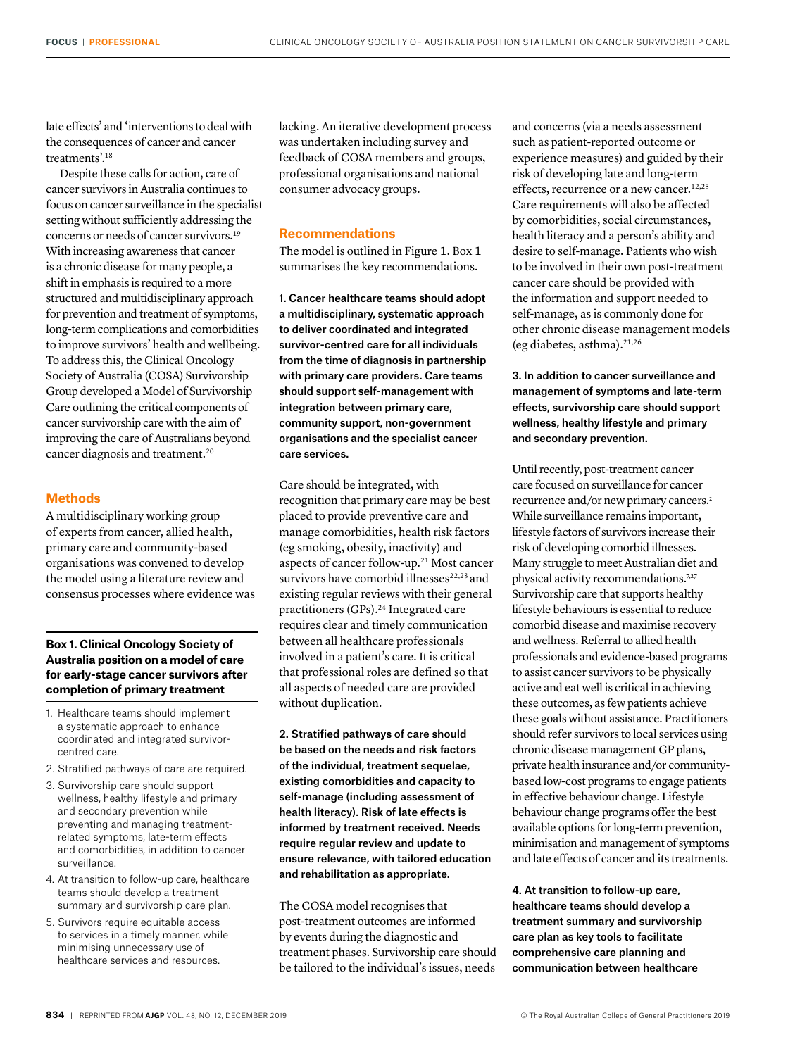late effects' and 'interventions to deal with the consequences of cancer and cancer treatments'.[18]

Despite these calls for action, care of cancer survivors in Australia continues to focus on cancer surveillance in the specialist setting without sufficiently addressing the concerns or needs of cancer survivors.[19] With increasing awareness that cancer is a chronic disease for many people, a shift in emphasis is required to a more structured and multidisciplinary approach for prevention and treatment of symptoms, long-term complications and comorbidities to improve survivors' health and wellbeing. To address this, the Clinical Oncology Society of Australia (COSA) Survivorship Group developed a Model of Survivorship Care outlining the critical components of cancer survivorship care with the aim of improving the care of Australians beyond cancer diagnosis and treatment.[20]

## Methods

A multidisciplinary working group of experts from cancer, allied health, primary care and community-based organisations was convened to develop the model using a literature review and consensus processes where evidence was lacking. An iterative development process was undertaken including survey and feedback of COSA members and groups, professional organisations and national consumer advocacy groups.

**Box 1. Clinical Oncology Society of Australia position on a model of care for early-stage cancer survivors after completion of primary treatment**

1. Healthcare teams should implement a systematic approach to enhance coordinated and integrated survivor-centred care.
2. Stratified pathways of care are required.
3. Survivorship care should support wellness, healthy lifestyle and primary and secondary prevention while preventing and managing treatment-related symptoms, late-term effects and comorbidities, in addition to cancer surveillance.
4. At transition to follow-up care, healthcare teams should develop a treatment summary and survivorship care plan.
5. Survivors require equitable access to services in a timely manner, while minimising unnecessary use of healthcare services and resources.

## Recommendations

The model is outlined in Figure 1. Box 1 summarises the key recommendations.

**1. Cancer healthcare teams should adopt a multidisciplinary, systematic approach to deliver coordinated and integrated survivor-centred care for all individuals from the time of diagnosis in partnership with primary care providers. Care teams should support self-management with integration between primary care, community support, non-government organisations and the specialist cancer care services.**

Care should be integrated, with recognition that primary care may be best placed to provide preventive care and manage comorbidities, health risk factors (eg smoking, obesity, inactivity) and aspects of cancer follow-up.[21] Most cancer survivors have comorbid illnesses[22,23] and existing regular reviews with their general practitioners (GPs).[24] Integrated care requires clear and timely communication between all healthcare professionals involved in a patient's care. It is critical that professional roles are defined so that all aspects of needed care are provided without duplication.

**2. Stratified pathways of care should be based on the needs and risk factors of the individual, treatment sequelae, existing comorbidities and capacity to self-manage (including assessment of health literacy). Risk of late effects is informed by treatment received. Needs require regular review and update to ensure relevance, with tailored education and rehabilitation as appropriate.**

The COSA model recognises that post-treatment outcomes are informed by events during the diagnostic and treatment phases. Survivorship care should be tailored to the individual's issues, needs and concerns (via a needs assessment such as patient-reported outcome or experience measures) and guided by their risk of developing late and long-term effects, recurrence or a new cancer.[12,25] Care requirements will also be affected by comorbidities, social circumstances, health literacy and a person's ability and desire to self-manage. Patients who wish to be involved in their own post-treatment cancer care should be provided with the information and support needed to self-manage, as is commonly done for other chronic disease management models (eg diabetes, asthma).[21,26]

**3. In addition to cancer surveillance and management of symptoms and late-term effects, survivorship care should support wellness, healthy lifestyle and primary and secondary prevention.**

Until recently, post-treatment cancer care focused on surveillance for cancer recurrence and/or new primary cancers.[2] While surveillance remains important, lifestyle factors of survivors increase their risk of developing comorbid illnesses. Many struggle to meet Australian diet and physical activity recommendations.[7,27] Survivorship care that supports healthy lifestyle behaviours is essential to reduce comorbid disease and maximise recovery and wellness. Referral to allied health professionals and evidence-based programs to assist cancer survivors to be physically active and eat well is critical in achieving these outcomes, as few patients achieve these goals without assistance. Practitioners should refer survivors to local services using chronic disease management GP plans, private health insurance and/or community-based low-cost programs to engage patients in effective behaviour change. Lifestyle behaviour change programs offer the best available options for long-term prevention, minimisation and management of symptoms and late effects of cancer and its treatments.

**4. At transition to follow-up care, healthcare teams should develop a treatment summary and survivorship care plan as key tools to facilitate comprehensive care planning and communication between healthcare**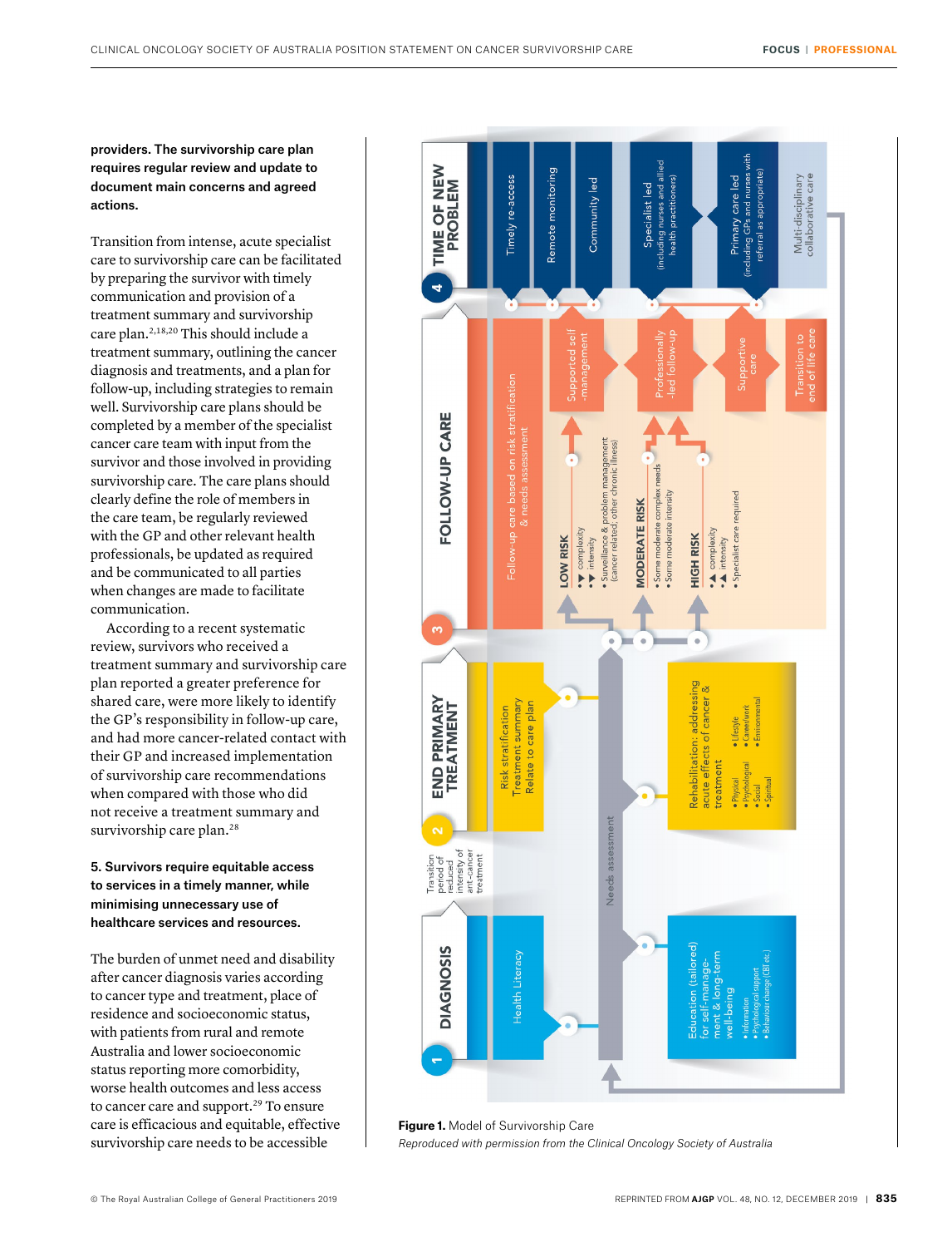**providers. The survivorship care plan requires regular review and update to document main concerns and agreed actions.**

Transition from intense, acute specialist care to survivorship care can be facilitated by preparing the survivor with timely communication and provision of a treatment summary and survivorship care plan.[2,18,20] This should include a treatment summary, outlining the cancer diagnosis and treatments, and a plan for follow-up, including strategies to remain well. Survivorship care plans should be completed by a member of the specialist cancer care team with input from the survivor and those involved in providing survivorship care. The care plans should clearly define the role of members in the care team, be regularly reviewed with the GP and other relevant health professionals, be updated as required and be communicated to all parties when changes are made to facilitate communication.

According to a recent systematic review, survivors who received a treatment summary and survivorship care plan reported a greater preference for shared care, were more likely to identify the GP's responsibility in follow-up care, and had more cancer-related contact with their GP and increased implementation of survivorship care recommendations when compared with those who did not receive a treatment summary and survivorship care plan.[28]

**5. Survivors require equitable access to services in a timely manner, while minimising unnecessary use of healthcare services and resources.**

The burden of unmet need and disability after cancer diagnosis varies according to cancer type and treatment, place of residence and socioeconomic status, with patients from rural and remote Australia and lower socioeconomic status reporting more comorbidity, worse health outcomes and less access to cancer care and support.[29] To ensure care is efficacious and equitable, effective survivorship care needs to be accessible

**Figure 1.** Model of Survivorship Care

*Reproduced with permission from the Clinical Oncology Society of Australia*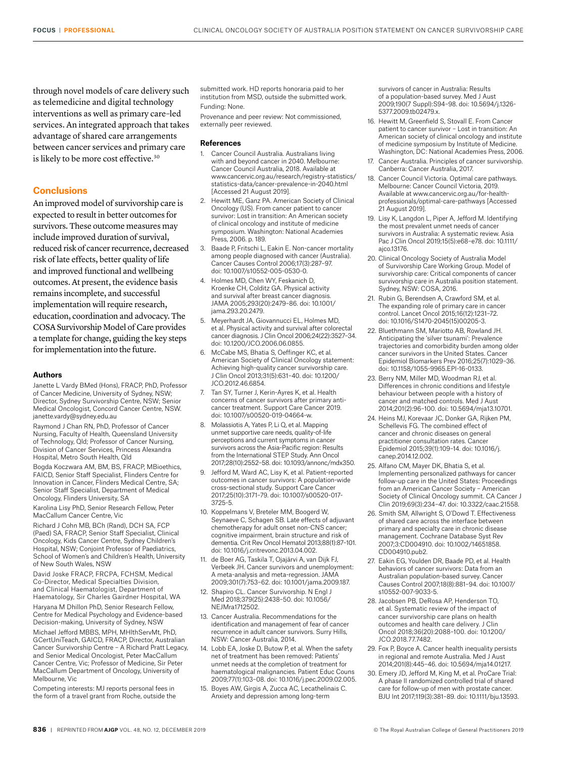through novel models of care delivery such as telemedicine and digital technology interventions as well as primary care–led services. An integrated approach that takes advantage of shared care arrangements between cancer services and primary care is likely to be more cost effective.[30]

## Conclusions

An improved model of survivorship care is expected to result in better outcomes for survivors. These outcome measures may include improved duration of survival, reduced risk of cancer recurrence, decreased risk of late effects, better quality of life and improved functional and wellbeing outcomes. At present, the evidence basis remains incomplete, and successful implementation will require research, education, coordination and advocacy. The COSA Survivorship Model of Care provides a template for change, guiding the key steps for implementation into the future.

### Authors

Janette L Vardy BMed (Hons), FRACP, PhD, Professor of Cancer Medicine, University of Sydney, NSW; Director, Sydney Survivorship Centre, NSW; Senior Medical Oncologist, Concord Cancer Centre, NSW. janette.vardy@sydney.edu.au

Raymond J Chan RN, PhD, Professor of Cancer Nursing, Faculty of Health, Queensland University of Technology, Qld; Professor of Cancer Nursing, Division of Cancer Services, Princess Alexandra Hospital, Metro South Health, Qld

Bogda Koczwara AM, BM, BS, FRACP, MBioethics, FAICD, Senior Staff Specialist, Flinders Centre for Innovation in Cancer, Flinders Medical Centre, SA; Senior Staff Specialist, Department of Medical Oncology, Flinders University, SA

Karolina Lisy PhD, Senior Research Fellow, Peter MacCallum Cancer Centre, Vic

Richard J Cohn MB, BCh (Rand), DCH SA, FCP (Paed) SA, FRACP, Senior Staff Specialist, Clinical Oncology, Kids Cancer Centre, Sydney Children's Hospital, NSW; Conjoint Professor of Paediatrics, School of Women's and Children's Health, University of New South Wales, NSW

David Joske FRACP, FRCPA, FCHSM, Medical Co-Director, Medical Specialties Division, and Clinical Haematologist, Department of Haematology, Sir Charles Gairdner Hospital, WA

Haryana M Dhillon PhD, Senior Research Fellow, Centre for Medical Psychology and Evidence-based Decision-making, University of Sydney, NSW

Michael Jefford MBBS, MPH, MHlthServMt, PhD, GCertUniTeach, GAICD, FRACP, Director, Australian Cancer Survivorship Centre – A Richard Pratt Legacy, and Senior Medical Oncologist, Peter MacCallum Cancer Centre, Vic; Professor of Medicine, Sir Peter MacCallum Department of Oncology, University of Melbourne, Vic

Competing interests: MJ reports personal fees in the form of a travel grant from Roche, outside the submitted work. HD reports honoraria paid to her institution from MSD, outside the submitted work.

Funding: None.

Provenance and peer review: Not commissioned, externally peer reviewed.

### References

1. Cancer Council Australia. Australians living with and beyond cancer in 2040. Melbourne: Cancer Council Australia, 2018. Available at www.cancervic.org.au/research/registry-statistics/statistics-data/cancer-prevalence-in-2040.html [Accessed 21 August 2019].
2. Hewitt ME, Ganz PA. American Society of Clinical Oncology (US). From cancer patient to cancer survivor: Lost in transition: An American society of clinical oncology and institute of medicine symposium. Washington: National Academies Press, 2006. p. 189.
3. Baade P, Fritschi L, Eakin E. Non-cancer mortality among people diagnosed with cancer (Australia). Cancer Causes Control 2006;17(3):287–97. doi: 10.1007/s10552-005-0530-0.
4. Holmes MD, Chen WY, Feskanich D, Kroenke CH, Colditz GA. Physical activity and survival after breast cancer diagnosis. JAMA 2005;293(20):2479–86. doi: 10.1001/jama.293.20.2479.
5. Meyerhardt JA, Giovannucci EL, Holmes MD, et al. Physical activity and survival after colorectal cancer diagnosis. J Clin Oncol 2006;24(22):3527–34. doi: 10.1200/JCO.2006.06.0855.
6. McCabe MS, Bhatia S, Oeffinger KC, et al. American Society of Clinical Oncology statement: Achieving high-quality cancer survivorship care. J Clin Oncol 2013;31(5):631–40. doi: 10.1200/JCO.2012.46.6854.
7. Tan SY, Turner J, Kerin-Ayres K, et al. Health concerns of cancer survivors after primary anti-cancer treatment. Support Care Cancer 2019. doi: 10.1007/s00520-019-04664-w.
8. Molassiotis A, Yates P, Li Q, et al. Mapping unmet supportive care needs, quality-of-life perceptions and current symptoms in cancer survivors across the Asia-Pacific region: Results from the International STEP Study. Ann Oncol 2017;28(10):2552–58. doi: 10.1093/annonc/mdx350.
9. Jefford M, Ward AC, Lisy K, et al. Patient-reported outcomes in cancer survivors: A population-wide cross-sectional study. Support Care Cancer 2017;25(10):3171–79. doi: 10.1007/s00520-017-3725-5.
10. Koppelmans V, Breteler MM, Boogerd W, Seynaeve C, Schagen SB. Late effects of adjuvant chemotherapy for adult onset non-CNS cancer; cognitive impairment, brain structure and risk of dementia. Crit Rev Oncol Hematol 2013;88(1):87–101. doi: 10.1016/j.critrevonc.2013.04.002.
11. de Boer AG, Taskila T, Ojajärvi A, van Dijk FJ, Verbeek JH. Cancer survivors and unemployment: A meta-analysis and meta-regression. JAMA 2009;301(7):753–62. doi: 10.1001/jama.2009.187.
12. Shapiro CL. Cancer Survivorship. N Engl J Med 2018;379(25):2438–50. doi: 10.1056/NEJMra1712502.
13. Cancer Australia. Recommendations for the identification and management of fear of cancer recurrence in adult cancer survivors. Surry Hills, NSW: Cancer Australia, 2014.
14. Lobb EA, Joske D, Butow P, et al. When the safety net of treatment has been removed: Patients' unmet needs at the completion of treatment for haematological malignancies. Patient Educ Couns 2009;77(1):103–08. doi: 10.1016/j.pec.2009.02.005.
15. Boyes AW, Girgis A, Zucca AC, Lecathelinais C. Anxiety and depression among long-term survivors of cancer in Australia: Results of a population-based survey. Med J Aust 2009;190(7 Suppl):S94–98. doi: 10.5694/j.1326-5377.2009.tb02479.x.
16. Hewitt M, Greenfield S, Stovall E. From Cancer patient to cancer survivor – Lost in transition: An American society of clinical oncology and institute of medicine symposium by Institute of Medicine. Washington, DC: National Academies Press, 2006.
17. Cancer Australia. Principles of cancer survivorship. Canberra: Cancer Australia, 2017.
18. Cancer Council Victoria. Optimal care pathways. Melbourne: Cancer Council Victoria, 2019. Available at www.cancervic.org.au/for-health-professionals/optimal-care-pathways [Accessed 21 August 2019].
19. Lisy K, Langdon L, Piper A, Jefford M. Identifying the most prevalent unmet needs of cancer survivors in Australia: A systematic review. Asia Pac J Clin Oncol 2019;15(5):e68–e78. doi: 10.1111/ajco.13176.
20. Clinical Oncology Society of Australia Model of Survivorship Care Working Group. Model of survivorship care: Critical components of cancer survivorship care in Australia position statement. Sydney, NSW: COSA, 2016.
21. Rubin G, Berendsen A, Crawford SM, et al. The expanding role of primary care in cancer control. Lancet Oncol 2015;16(12):1231–72. doi: 10.1016/S1470-2045(15)00205-3.
22. Bluethmann SM, Mariotto AB, Rowland JH. Anticipating the 'silver tsunami': Prevalence trajectories and comorbidity burden among older cancer survivors in the United States. Cancer Epidemiol Biomarkers Prev 2016;25(7):1029–36. doi: 10.1158/1055-9965.EPI-16-0133.
23. Berry NM, Miller MD, Woodman RJ, et al. Differences in chronic conditions and lifestyle behaviour between people with a history of cancer and matched controls. Med J Aust 2014;201(2):96–100. doi: 10.5694/mja13.10701.
24. Heins MJ, Korevaar JC, Donker GA, Rijken PM, Schellevis FG. The combined effect of cancer and chronic diseases on general practitioner consultation rates. Cancer Epidemiol 2015;39(1):109–14. doi: 10.1016/j.canep.2014.12.002.
25. Alfano CM, Mayer DK, Bhatia S, et al. Implementing personalized pathways for cancer follow-up care in the United States: Proceedings from an American Cancer Society – American Society of Clinical Oncology summit. CA Cancer J Clin 2019;69(3):234–47. doi: 10.3322/caac.21558.
26. Smith SM, Allwright S, O'Dowd T. Effectiveness of shared care across the interface between primary and specialty care in chronic disease management. Cochrane Database Syst Rev 2007;3:CD004910. doi: 10.1002/14651858.CD004910.pub2.
27. Eakin EG, Youlden DR, Baade PD, et al. Health behaviors of cancer survivors: Data from an Australian population-based survey. Cancer Causes Control 2007;18(8):881–94. doi: 10.1007/s10552-007-9033-5.
28. Jacobsen PB, DeRosa AP, Henderson TO, et al. Systematic review of the impact of cancer survivorship care plans on health outcomes and health care delivery. J Clin Oncol 2018;36(20):2088–100. doi: 10.1200/JCO.2018.77.7482.
29. Fox P, Boyce A. Cancer health inequality persists in regional and remote Australia. Med J Aust 2014;201(8):445–46. doi: 10.5694/mja14.01217.
30. Emery JD, Jefford M, King M, et al. ProCare Trial: A phase II randomized controlled trial of shared care for follow-up of men with prostate cancer. BJU Int 2017;119(3):381–89. doi: 10.1111/bju.13593.